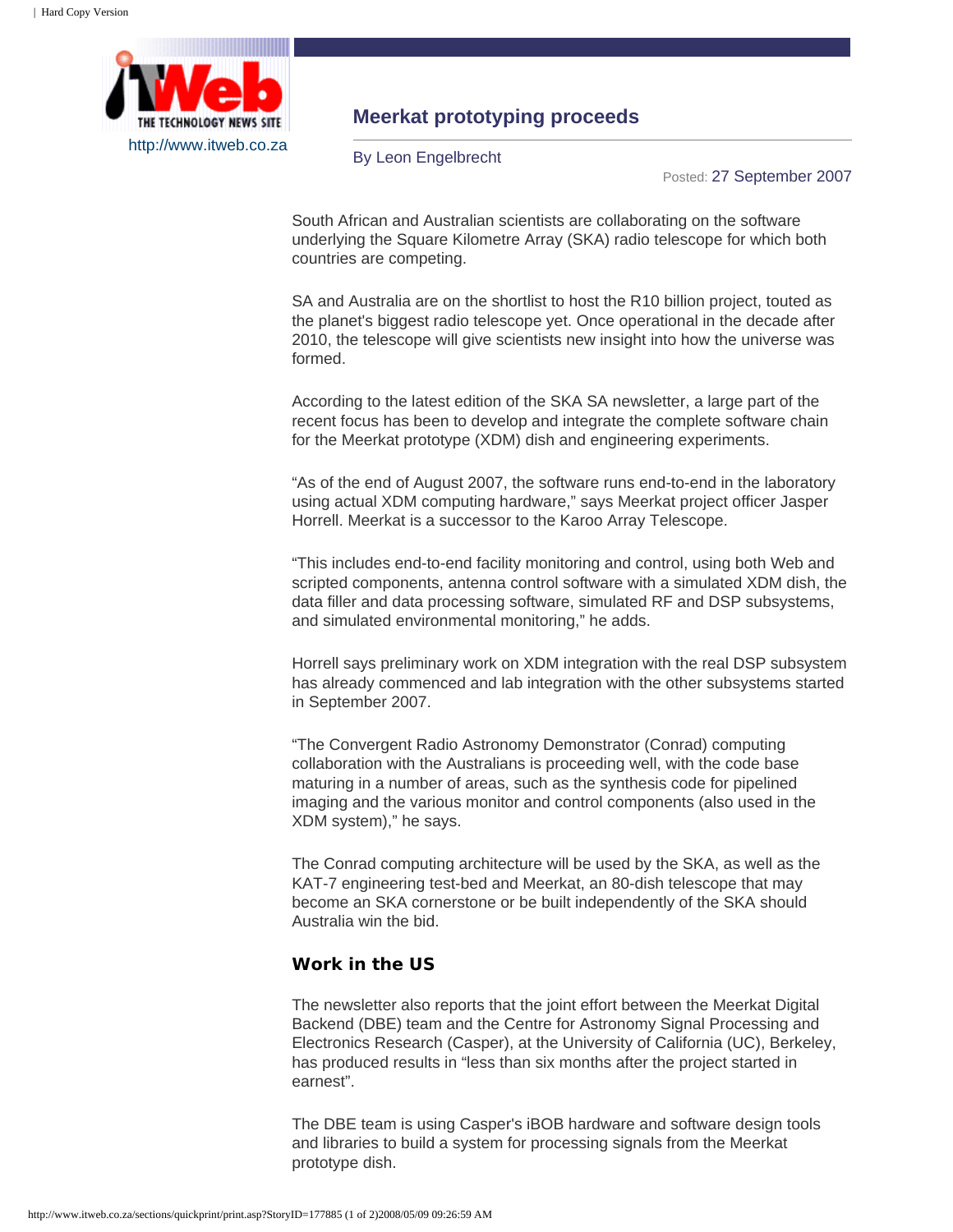http://www.itweb.co.za

# Meerkat prototyping proceeds

By Leon Engelbrecht

Posted: 27 September 2007

South African and Australian scientists are collaborating on the software underlying the Square Kilometre Array (SKA) radio telescope for which both countries are competing.

SA and Australia are on the shortlist to host the R10 billion project, touted as the planet's biggest radio telescope yet. Once operational in the decade after 2010, the telescope will give scientists new insight into how the universe was formed.

According to the latest edition of the SKA SA newsletter, a large part of the recent focus has been to develop and integrate the complete software chain for the Meerkat prototype (XDM) dish and engineering experiments.

"As of the end of August 2007, the software runs end-to-end in the laboratory using actual XDM computing hardware," says Meerkat project officer Jasper Horrell. Meerkat is a successor to the Karoo Array Telescope.

"This includes end-to-end facility monitoring and control, using both Web and scripted components, antenna control software with a simulated XDM dish, the data filler and data processing software, simulated RF and DSP subsystems, and simulated environmental monitoring," he adds.

Horrell says preliminary work on XDM integration with the real DSP subsystem has already commenced and lab integration with the other subsystems started in September 2007.

"The Convergent Radio Astronomy Demonstrator (Conrad) computing collaboration with the Australians is proceeding well, with the code base maturing in a number of areas, such as the synthesis code for pipelined imaging and the various monitor and control components (also used in the XDM system)," he says.

The Conrad computing architecture will be used by the SKA, as well as the KAT-7 engineering test-bed and Meerkat, an 80-dish telescope that may become an SKA cornerstone or be built independently of the SKA should Australia win the bid.

## Work in the US

The newsletter also reports that the joint effort between the Meerkat Digital Backend (DBE) team and the Centre for Astronomy Signal Processing and Electronics Research (Casper), at the University of California (UC), Berkeley, has produced results in "less than six months after the project started in earnest".

The DBE team is using Casper's iBOB hardware and software design tools and libraries to build a system for processing signals from the Meerkat prototype dish.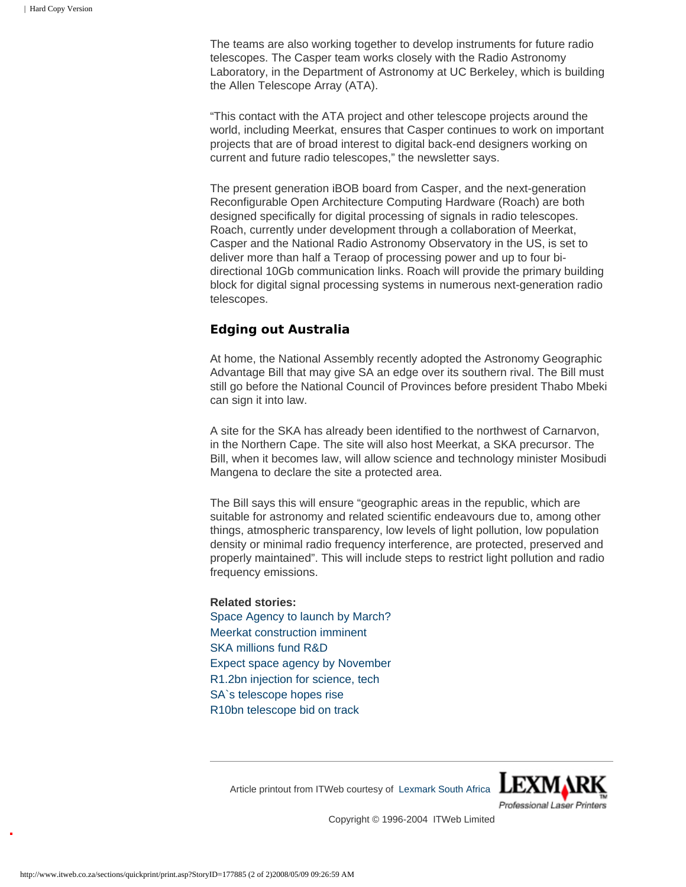The teams are also working together to develop instruments for future radio telescopes. The Casper team works closely with the Radio Astronomy Laboratory, in the Department of Astronomy at UC Berkeley, which is building the Allen Telescope Array (ATA).

"This contact with the ATA project and other telescope projects around the world, including Meerkat, ensures that Casper continues to work on important projects that are of broad interest to digital back-end designers working on current and future radio telescopes," the newsletter says.

The present generation iBOB board from Casper, and the next-generation Reconfigurable Open Architecture Computing Hardware (Roach) are both designed specifically for digital processing of signals in radio telescopes. Roach, currently under development through a collaboration of Meerkat, Casper and the National Radio Astronomy Observatory in the US, is set to deliver more than half a Teraop of processing power and up to four bi-directional 10Gb communication links. Roach will provide the primary building block for digital signal processing systems in numerous next-generation radio telescopes.

## Edging out Australia

At home, the National Assembly recently adopted the Astronomy Geographic Advantage Bill that may give SA an edge over its southern rival. The Bill must still go before the National Council of Provinces before president Thabo Mbeki can sign it into law.

A site for the SKA has already been identified to the northwest of Carnarvon, in the Northern Cape. The site will also host Meerkat, a SKA precursor. The Bill, when it becomes law, will allow science and technology minister Mosibudi Mangena to declare the site a protected area.

The Bill says this will ensure "geographic areas in the republic, which are suitable for astronomy and related scientific endeavours due to, among other things, atmospheric transparency, low levels of light pollution, low population density or minimal radio frequency interference, are protected, preserved and properly maintained". This will include steps to restrict light pollution and radio frequency emissions.

**Related stories:**
Space Agency to launch by March?
Meerkat construction imminent
SKA millions fund R&D
Expect space agency by November
R1.2bn injection for science, tech
SA`s telescope hopes rise
R10bn telescope bid on track

Article printout from ITWeb courtesy of Lexmark South Africa

Copyright © 1996-2004 ITWeb Limited